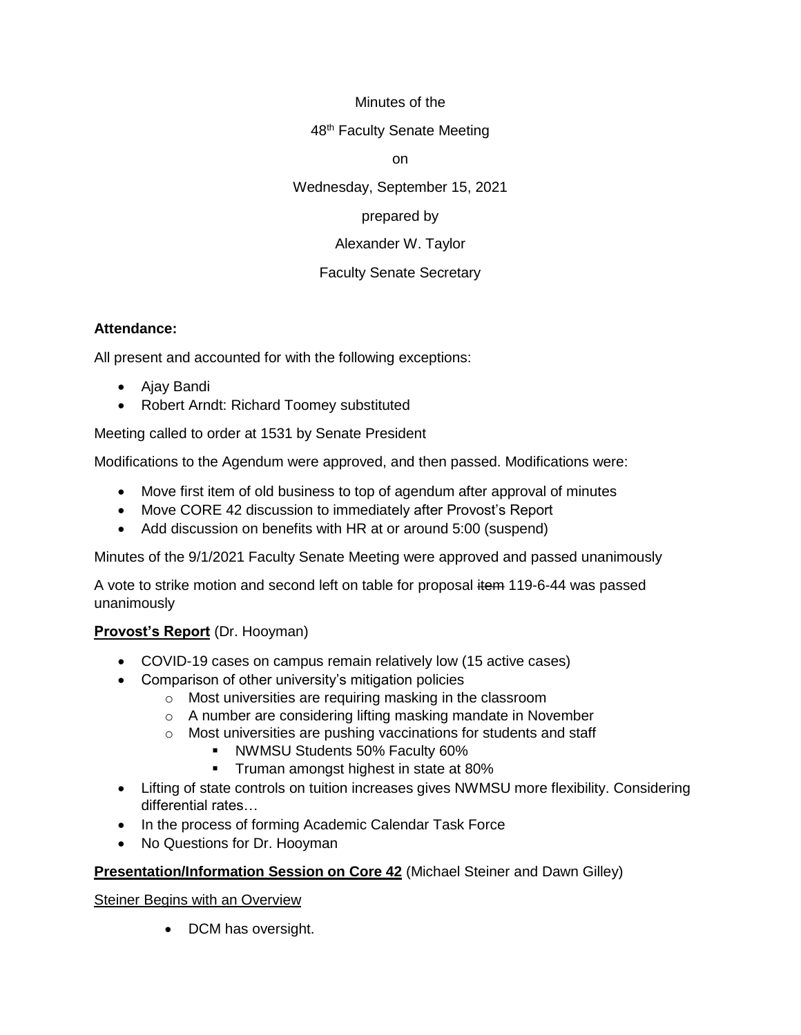Minutes of the

48th Faculty Senate Meeting

on

Wednesday, September 15, 2021

prepared by

Alexander W. Taylor

Faculty Senate Secretary

**Attendance:**

All present and accounted for with the following exceptions:

- Ajay Bandi
- Robert Arndt: Richard Toomey substituted

Meeting called to order at 1531 by Senate President

Modifications to the Agendum were approved, and then passed. Modifications were:

- Move first item of old business to top of agendum after approval of minutes
- Move CORE 42 discussion to immediately after Provost's Report
- Add discussion on benefits with HR at or around 5:00 (suspend)

Minutes of the 9/1/2021 Faculty Senate Meeting were approved and passed unanimously

A vote to strike motion and second left on table for proposal ~~item~~ 119-6-44 was passed unanimously

**Provost's Report** (Dr. Hooyman)

- COVID-19 cases on campus remain relatively low (15 active cases)
- Comparison of other university's mitigation policies
  - Most universities are requiring masking in the classroom
  - A number are considering lifting masking mandate in November
  - Most universities are pushing vaccinations for students and staff
    - NWMSU Students 50% Faculty 60%
    - Truman amongst highest in state at 80%
- Lifting of state controls on tuition increases gives NWMSU more flexibility. Considering differential rates…
- In the process of forming Academic Calendar Task Force
- No Questions for Dr. Hooyman

**Presentation/Information Session on Core 42** (Michael Steiner and Dawn Gilley)

Steiner Begins with an Overview

- DCM has oversight.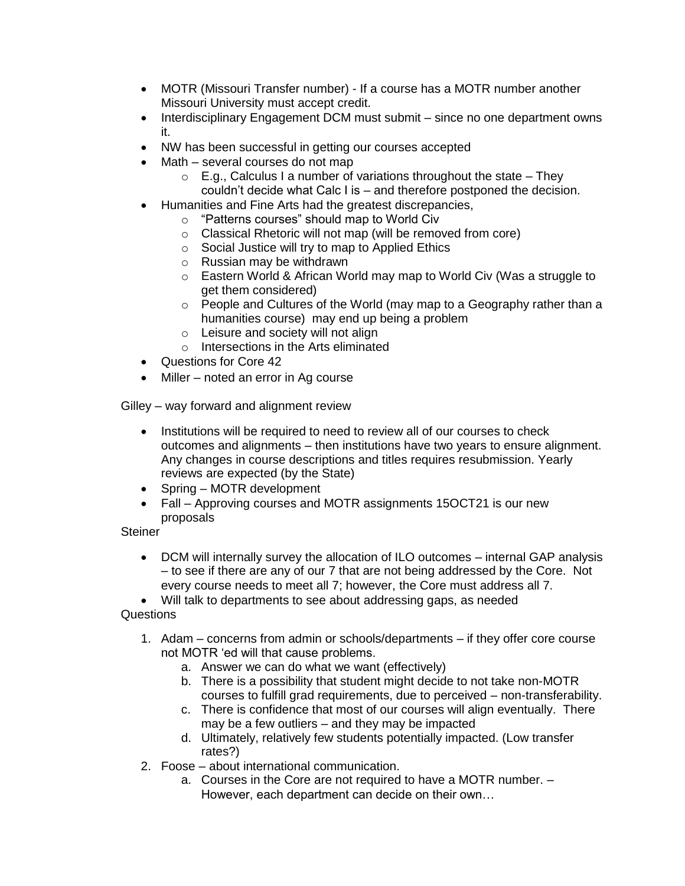- MOTR (Missouri Transfer number) - If a course has a MOTR number another Missouri University must accept credit.
- Interdisciplinary Engagement DCM must submit – since no one department owns it.
- NW has been successful in getting our courses accepted
- Math – several courses do not map
  - E.g., Calculus I a number of variations throughout the state – They couldn't decide what Calc I is – and therefore postponed the decision.
- Humanities and Fine Arts had the greatest discrepancies,
  - "Patterns courses" should map to World Civ
  - Classical Rhetoric will not map (will be removed from core)
  - Social Justice will try to map to Applied Ethics
  - Russian may be withdrawn
  - Eastern World & African World may map to World Civ (Was a struggle to get them considered)
  - People and Cultures of the World (may map to a Geography rather than a humanities course) may end up being a problem
  - Leisure and society will not align
  - Intersections in the Arts eliminated
- Questions for Core 42
- Miller – noted an error in Ag course

Gilley – way forward and alignment review

- Institutions will be required to need to review all of our courses to check outcomes and alignments – then institutions have two years to ensure alignment. Any changes in course descriptions and titles requires resubmission. Yearly reviews are expected (by the State)
- Spring – MOTR development
- Fall – Approving courses and MOTR assignments 15OCT21 is our new proposals

Steiner

- DCM will internally survey the allocation of ILO outcomes – internal GAP analysis – to see if there are any of our 7 that are not being addressed by the Core. Not every course needs to meet all 7; however, the Core must address all 7.
- Will talk to departments to see about addressing gaps, as needed

Questions

1. Adam – concerns from admin or schools/departments – if they offer core course not MOTR 'ed will that cause problems.
   a. Answer we can do what we want (effectively)
   b. There is a possibility that student might decide to not take non-MOTR courses to fulfill grad requirements, due to perceived – non-transferability.
   c. There is confidence that most of our courses will align eventually. There may be a few outliers – and they may be impacted
   d. Ultimately, relatively few students potentially impacted. (Low transfer rates?)
2. Foose – about international communication.
   a. Courses in the Core are not required to have a MOTR number. – However, each department can decide on their own…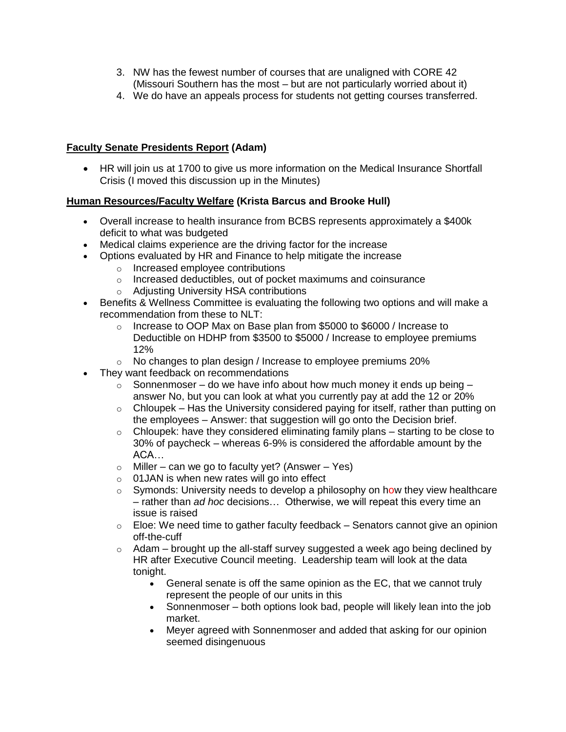3. NW has the fewest number of courses that are unaligned with CORE 42 (Missouri Southern has the most – but are not particularly worried about it)
4. We do have an appeals process for students not getting courses transferred.

**Faculty Senate Presidents Report (Adam)**

- HR will join us at 1700 to give us more information on the Medical Insurance Shortfall Crisis (I moved this discussion up in the Minutes)

**Human Resources/Faculty Welfare (Krista Barcus and Brooke Hull)**

- Overall increase to health insurance from BCBS represents approximately a $400k deficit to what was budgeted
- Medical claims experience are the driving factor for the increase
- Options evaluated by HR and Finance to help mitigate the increase
  - Increased employee contributions
  - Increased deductibles, out of pocket maximums and coinsurance
  - Adjusting University HSA contributions
- Benefits & Wellness Committee is evaluating the following two options and will make a recommendation from these to NLT:
  - Increase to OOP Max on Base plan from $5000 to $6000 / Increase to Deductible on HDHP from $3500 to $5000 / Increase to employee premiums 12%
  - No changes to plan design / Increase to employee premiums 20%
- They want feedback on recommendations
  - Sonnenmoser – do we have info about how much money it ends up being – answer No, but you can look at what you currently pay at add the 12 or 20%
  - Chloupek – Has the University considered paying for itself, rather than putting on the employees – Answer: that suggestion will go onto the Decision brief.
  - Chloupek: have they considered eliminating family plans – starting to be close to 30% of paycheck – whereas 6-9% is considered the affordable amount by the ACA…
  - Miller – can we go to faculty yet? (Answer – Yes)
  - 01JAN is when new rates will go into effect
  - Symonds: University needs to develop a philosophy on how they view healthcare – rather than *ad hoc* decisions… Otherwise, we will repeat this every time an issue is raised
  - Eloe: We need time to gather faculty feedback – Senators cannot give an opinion off-the-cuff
  - Adam – brought up the all-staff survey suggested a week ago being declined by HR after Executive Council meeting. Leadership team will look at the data tonight.
    - General senate is off the same opinion as the EC, that we cannot truly represent the people of our units in this
    - Sonnenmoser – both options look bad, people will likely lean into the job market.
    - Meyer agreed with Sonnenmoser and added that asking for our opinion seemed disingenuous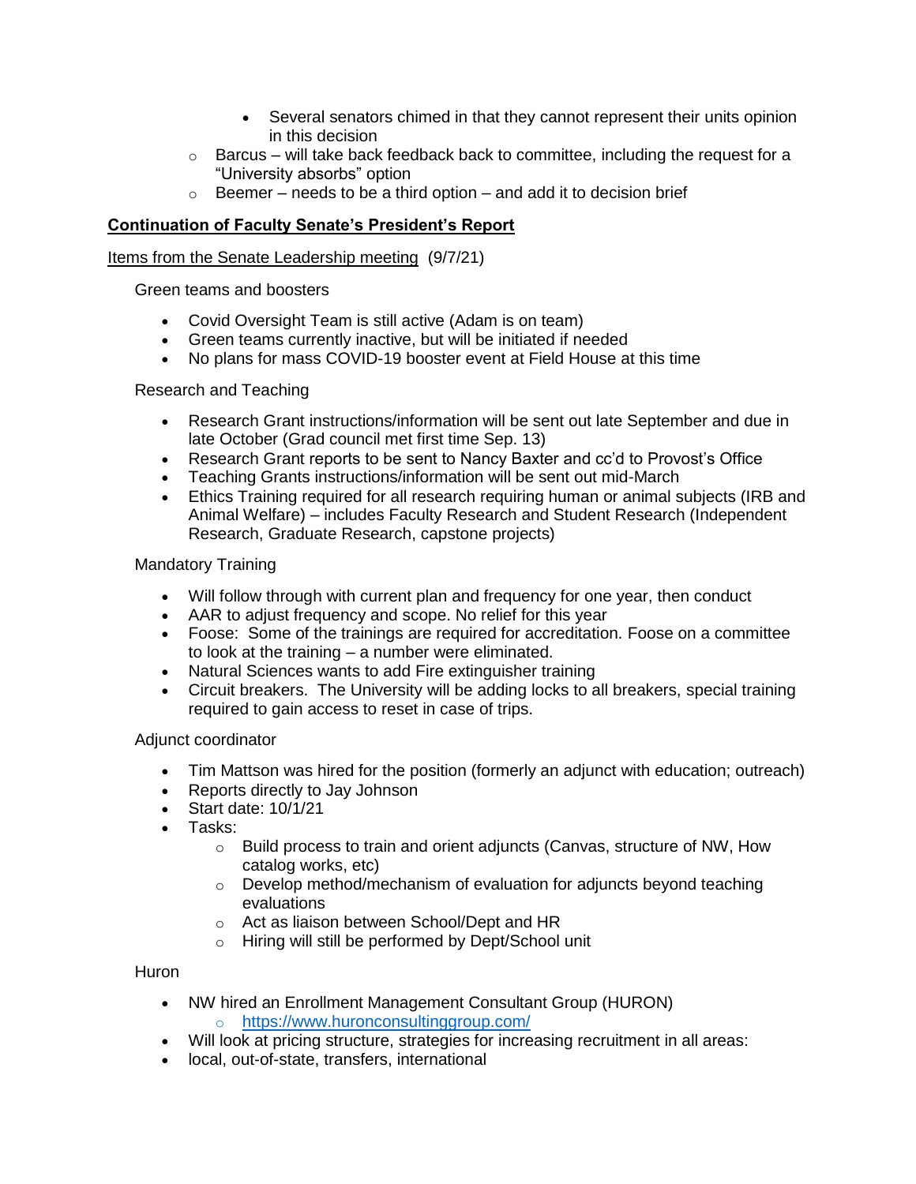- Several senators chimed in that they cannot represent their units opinion in this decision
  - Barcus – will take back feedback back to committee, including the request for a “University absorbs” option
  - Beemer – needs to be a third option – and add it to decision brief

**<u>Continuation of Faculty Senate’s President’s Report</u>**

<u>Items from the Senate Leadership meeting</u> (9/7/21)

Green teams and boosters

- Covid Oversight Team is still active (Adam is on team)
- Green teams currently inactive, but will be initiated if needed
- No plans for mass COVID-19 booster event at Field House at this time

Research and Teaching

- Research Grant instructions/information will be sent out late September and due in late October (Grad council met first time Sep. 13)
- Research Grant reports to be sent to Nancy Baxter and cc’d to Provost’s Office
- Teaching Grants instructions/information will be sent out mid-March
- Ethics Training required for all research requiring human or animal subjects (IRB and Animal Welfare) – includes Faculty Research and Student Research (Independent Research, Graduate Research, capstone projects)

Mandatory Training

- Will follow through with current plan and frequency for one year, then conduct
- AAR to adjust frequency and scope. No relief for this year
- Foose: Some of the trainings are required for accreditation. Foose on a committee to look at the training – a number were eliminated.
- Natural Sciences wants to add Fire extinguisher training
- Circuit breakers. The University will be adding locks to all breakers, special training required to gain access to reset in case of trips.

Adjunct coordinator

- Tim Mattson was hired for the position (formerly an adjunct with education; outreach)
- Reports directly to Jay Johnson
- Start date: 10/1/21
- Tasks:
  - Build process to train and orient adjuncts (Canvas, structure of NW, How catalog works, etc)
  - Develop method/mechanism of evaluation for adjuncts beyond teaching evaluations
  - Act as liaison between School/Dept and HR
  - Hiring will still be performed by Dept/School unit

Huron

- NW hired an Enrollment Management Consultant Group (HURON)
  - https://www.huronconsultinggroup.com/
- Will look at pricing structure, strategies for increasing recruitment in all areas:
- local, out-of-state, transfers, international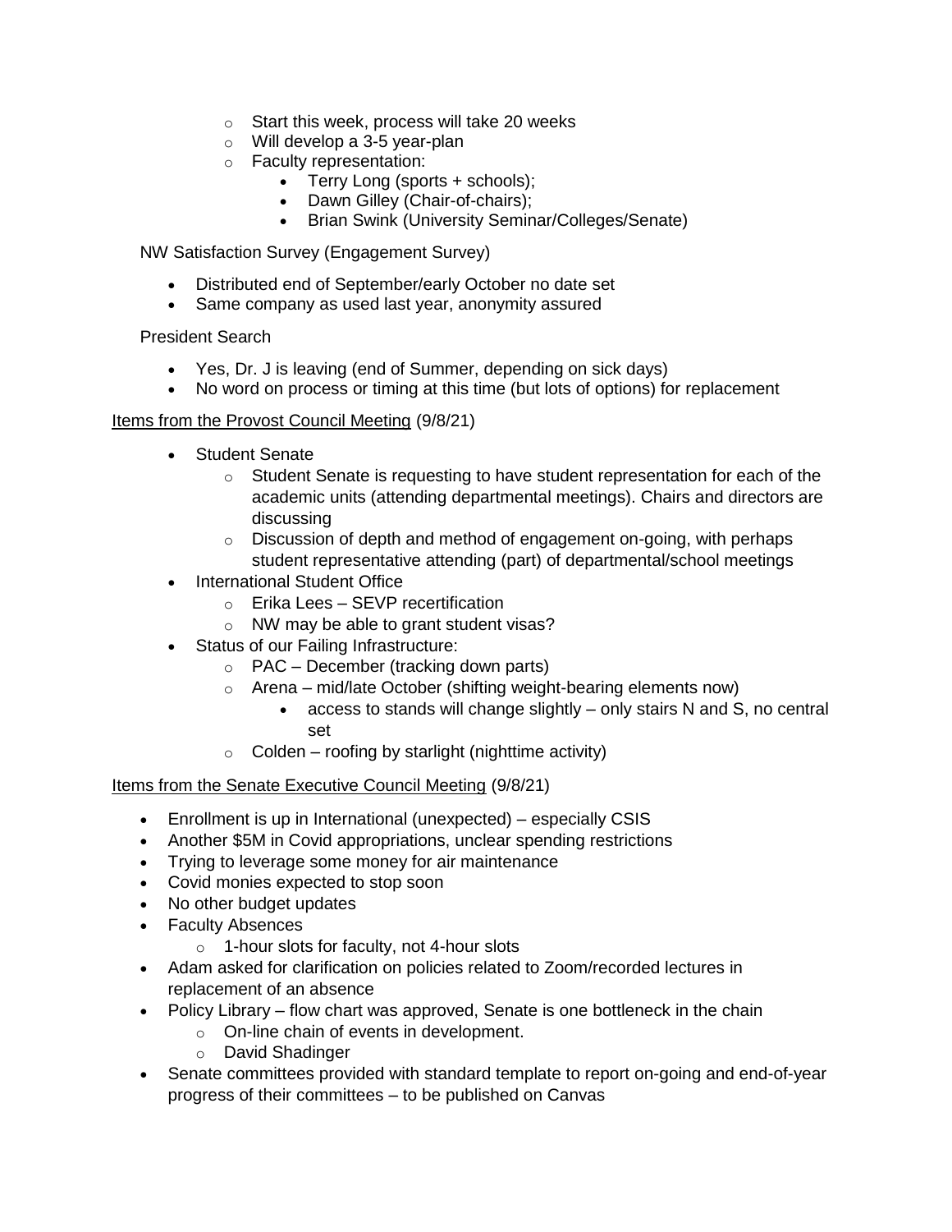- Start this week, process will take 20 weeks
    - Will develop a 3-5 year-plan
    - Faculty representation:
        - Terry Long (sports + schools);
        - Dawn Gilley (Chair-of-chairs);
        - Brian Swink (University Seminar/Colleges/Senate)

NW Satisfaction Survey (Engagement Survey)

- Distributed end of September/early October no date set
- Same company as used last year, anonymity assured

President Search

- Yes, Dr. J is leaving (end of Summer, depending on sick days)
- No word on process or timing at this time (but lots of options) for replacement

<u>Items from the Provost Council Meeting</u> (9/8/21)

- Student Senate
    - Student Senate is requesting to have student representation for each of the academic units (attending departmental meetings). Chairs and directors are discussing
    - Discussion of depth and method of engagement on-going, with perhaps student representative attending (part) of departmental/school meetings
- International Student Office
    - Erika Lees – SEVP recertification
    - NW may be able to grant student visas?
- Status of our Failing Infrastructure:
    - PAC – December (tracking down parts)
    - Arena – mid/late October (shifting weight-bearing elements now)
        - access to stands will change slightly – only stairs N and S, no central set
    - Colden – roofing by starlight (nighttime activity)

<u>Items from the Senate Executive Council Meeting</u> (9/8/21)

- Enrollment is up in International (unexpected) – especially CSIS
- Another $5M in Covid appropriations, unclear spending restrictions
- Trying to leverage some money for air maintenance
- Covid monies expected to stop soon
- No other budget updates
- Faculty Absences
    - 1-hour slots for faculty, not 4-hour slots
- Adam asked for clarification on policies related to Zoom/recorded lectures in replacement of an absence
- Policy Library – flow chart was approved, Senate is one bottleneck in the chain
    - On-line chain of events in development.
    - David Shadinger
- Senate committees provided with standard template to report on-going and end-of-year progress of their committees – to be published on Canvas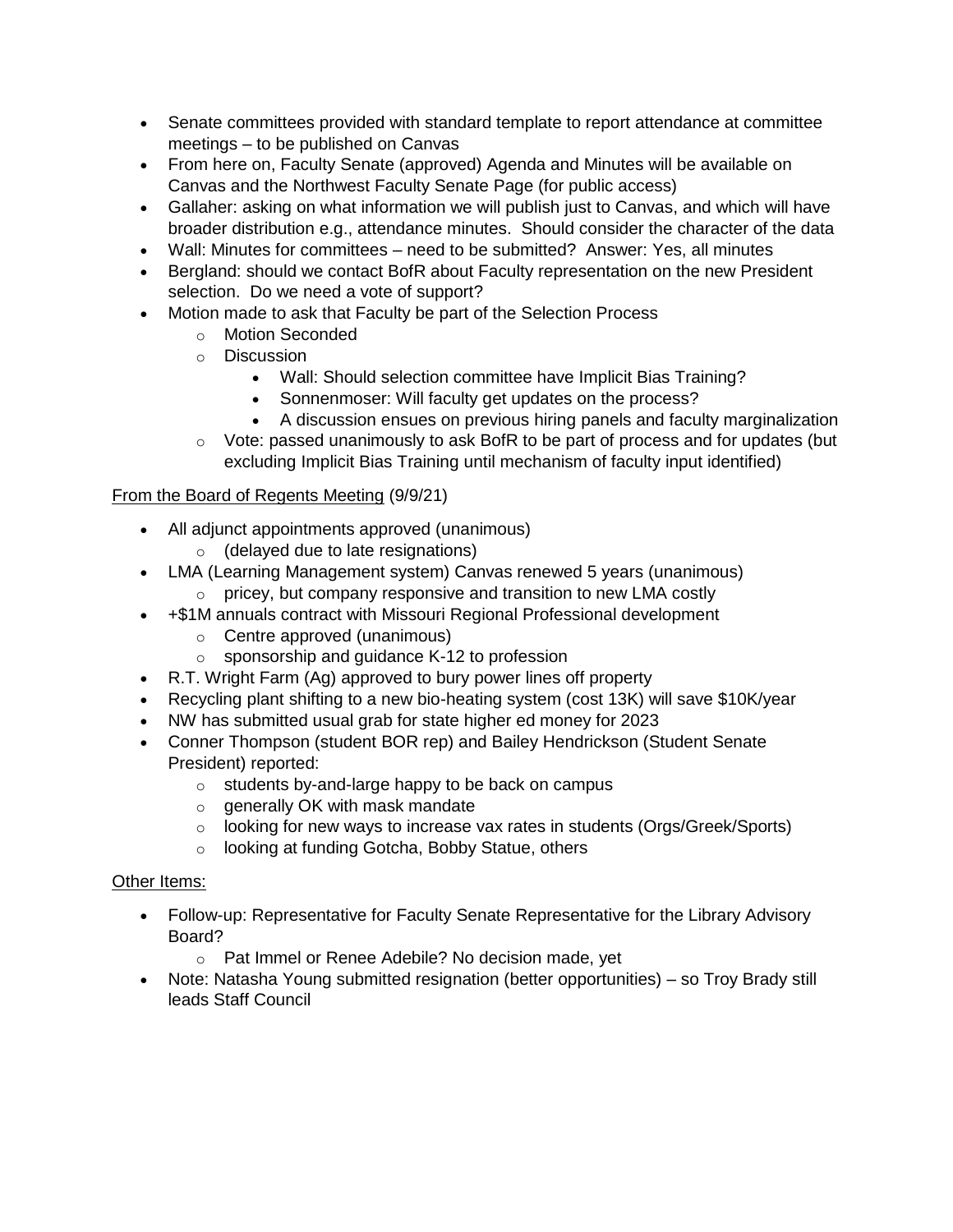- Senate committees provided with standard template to report attendance at committee meetings – to be published on Canvas
- From here on, Faculty Senate (approved) Agenda and Minutes will be available on Canvas and the Northwest Faculty Senate Page (for public access)
- Gallaher: asking on what information we will publish just to Canvas, and which will have broader distribution e.g., attendance minutes. Should consider the character of the data
- Wall: Minutes for committees – need to be submitted? Answer: Yes, all minutes
- Bergland: should we contact BofR about Faculty representation on the new President selection. Do we need a vote of support?
- Motion made to ask that Faculty be part of the Selection Process
  - Motion Seconded
  - Discussion
    - Wall: Should selection committee have Implicit Bias Training?
    - Sonnenmoser: Will faculty get updates on the process?
    - A discussion ensues on previous hiring panels and faculty marginalization
  - Vote: passed unanimously to ask BofR to be part of process and for updates (but excluding Implicit Bias Training until mechanism of faculty input identified)

<u>From the Board of Regents Meeting</u> (9/9/21)

- All adjunct appointments approved (unanimous)
  - (delayed due to late resignations)
- LMA (Learning Management system) Canvas renewed 5 years (unanimous)
  - pricey, but company responsive and transition to new LMA costly
- +$1M annuals contract with Missouri Regional Professional development
  - Centre approved (unanimous)
  - sponsorship and guidance K-12 to profession
- R.T. Wright Farm (Ag) approved to bury power lines off property
- Recycling plant shifting to a new bio-heating system (cost 13K) will save $10K/year
- NW has submitted usual grab for state higher ed money for 2023
- Conner Thompson (student BOR rep) and Bailey Hendrickson (Student Senate President) reported:
  - students by-and-large happy to be back on campus
  - generally OK with mask mandate
  - looking for new ways to increase vax rates in students (Orgs/Greek/Sports)
  - looking at funding Gotcha, Bobby Statue, others

<u>Other Items:</u>

- Follow-up: Representative for Faculty Senate Representative for the Library Advisory Board?
  - Pat Immel or Renee Adebile? No decision made, yet
- Note: Natasha Young submitted resignation (better opportunities) – so Troy Brady still leads Staff Council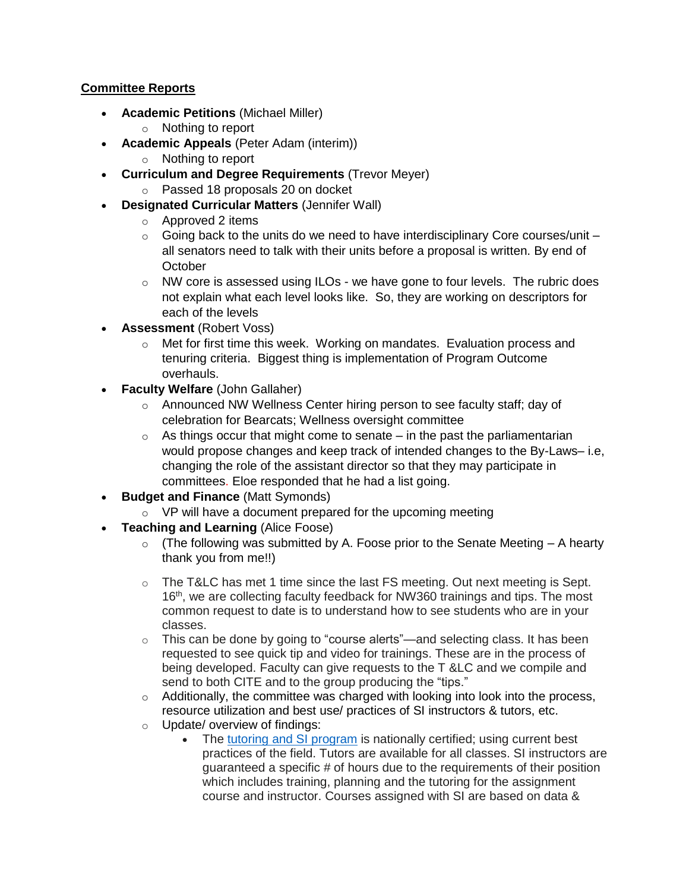**Committee Reports**

- **Academic Petitions** (Michael Miller)
  - Nothing to report
- **Academic Appeals** (Peter Adam (interim))
  - Nothing to report
- **Curriculum and Degree Requirements** (Trevor Meyer)
  - Passed 18 proposals 20 on docket
- **Designated Curricular Matters** (Jennifer Wall)
  - Approved 2 items
  - Going back to the units do we need to have interdisciplinary Core courses/unit – all senators need to talk with their units before a proposal is written. By end of October
  - NW core is assessed using ILOs - we have gone to four levels. The rubric does not explain what each level looks like. So, they are working on descriptors for each of the levels
- **Assessment** (Robert Voss)
  - Met for first time this week. Working on mandates. Evaluation process and tenuring criteria. Biggest thing is implementation of Program Outcome overhauls.
- **Faculty Welfare** (John Gallaher)
  - Announced NW Wellness Center hiring person to see faculty staff; day of celebration for Bearcats; Wellness oversight committee
  - As things occur that might come to senate – in the past the parliamentarian would propose changes and keep track of intended changes to the By-Laws– i.e, changing the role of the assistant director so that they may participate in committees. Eloe responded that he had a list going.
- **Budget and Finance** (Matt Symonds)
  - VP will have a document prepared for the upcoming meeting
- **Teaching and Learning** (Alice Foose)
  - (The following was submitted by A. Foose prior to the Senate Meeting – A hearty thank you from me!!)
  - The T&LC has met 1 time since the last FS meeting. Out next meeting is Sept. 16th, we are collecting faculty feedback for NW360 trainings and tips. The most common request to date is to understand how to see students who are in your classes.
  - This can be done by going to "course alerts"—and selecting class. It has been requested to see quick tip and video for trainings. These are in the process of being developed. Faculty can give requests to the T &LC and we compile and send to both CITE and to the group producing the "tips."
  - Additionally, the committee was charged with looking into look into the process, resource utilization and best use/ practices of SI instructors & tutors, etc.
  - Update/ overview of findings:
    - The tutoring and SI program is nationally certified; using current best practices of the field. Tutors are available for all classes. SI instructors are guaranteed a specific # of hours due to the requirements of their position which includes training, planning and the tutoring for the assignment course and instructor. Courses assigned with SI are based on data &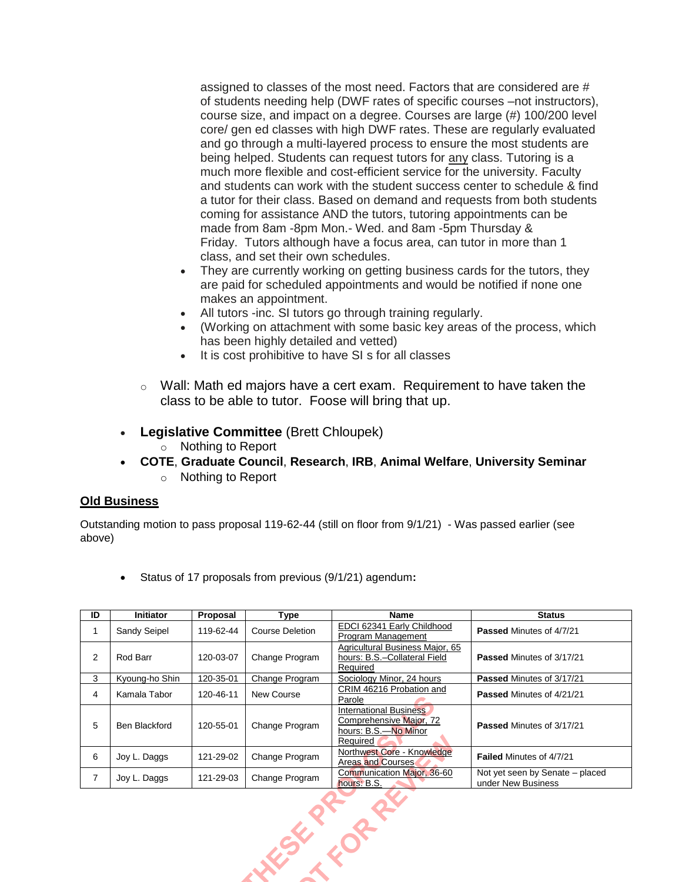assigned to classes of the most need. Factors that are considered are # of students needing help (DWF rates of specific courses –not instructors), course size, and impact on a degree. Courses are large (#) 100/200 level core/ gen ed classes with high DWF rates. These are regularly evaluated and go through a multi-layered process to ensure the most students are being helped. Students can request tutors for any class. Tutoring is a much more flexible and cost-efficient service for the university. Faculty and students can work with the student success center to schedule & find a tutor for their class. Based on demand and requests from both students coming for assistance AND the tutors, tutoring appointments can be made from 8am -8pm Mon.- Wed. and 8am -5pm Thursday & Friday. Tutors although have a focus area, can tutor in more than 1 class, and set their own schedules.

- They are currently working on getting business cards for the tutors, they are paid for scheduled appointments and would be notified if none one makes an appointment.
- All tutors -inc. SI tutors go through training regularly.
- (Working on attachment with some basic key areas of the process, which has been highly detailed and vetted)
- It is cost prohibitive to have SI s for all classes

  - Wall: Math ed majors have a cert exam. Requirement to have taken the class to be able to tutor. Foose will bring that up.

- **Legislative Committee** (Brett Chloupek)
  - Nothing to Report
- **COTE**, **Graduate Council**, **Research**, **IRB**, **Animal Welfare**, **University Seminar**
  - Nothing to Report

## Old Business

Outstanding motion to pass proposal 119-62-44 (still on floor from 9/1/21) - Was passed earlier (see above)

- Status of 17 proposals from previous (9/1/21) agendum**:**

| ID | Initiator | Proposal | Type | Name | Status |
|---|---|---|---|---|---|
| 1 | Sandy Seipel | 119-62-44 | Course Deletion | EDCI 62341 Early Childhood Program Management | **Passed** Minutes of 4/7/21 |
| 2 | Rod Barr | 120-03-07 | Change Program | Agricultural Business Major, 65 hours: B.S.–Collateral Field Required | **Passed** Minutes of 3/17/21 |
| 3 | Kyoung-ho Shin | 120-35-01 | Change Program | Sociology Minor, 24 hours | **Passed** Minutes of 3/17/21 |
| 4 | Kamala Tabor | 120-46-11 | New Course | CRIM 46216 Probation and Parole | **Passed** Minutes of 4/21/21 |
| 5 | Ben Blackford | 120-55-01 | Change Program | International Business Comprehensive Major, 72 hours: B.S.—No Minor Required | **Passed** Minutes of 3/17/21 |
| 6 | Joy L. Daggs | 121-29-02 | Change Program | Northwest Core - Knowledge Areas and Courses | **Failed** Minutes of 4/7/21 |
| 7 | Joy L. Daggs | 121-29-03 | Change Program | Communication Major, 36-60 hours: B.S. | Not yet seen by Senate – placed under New Business |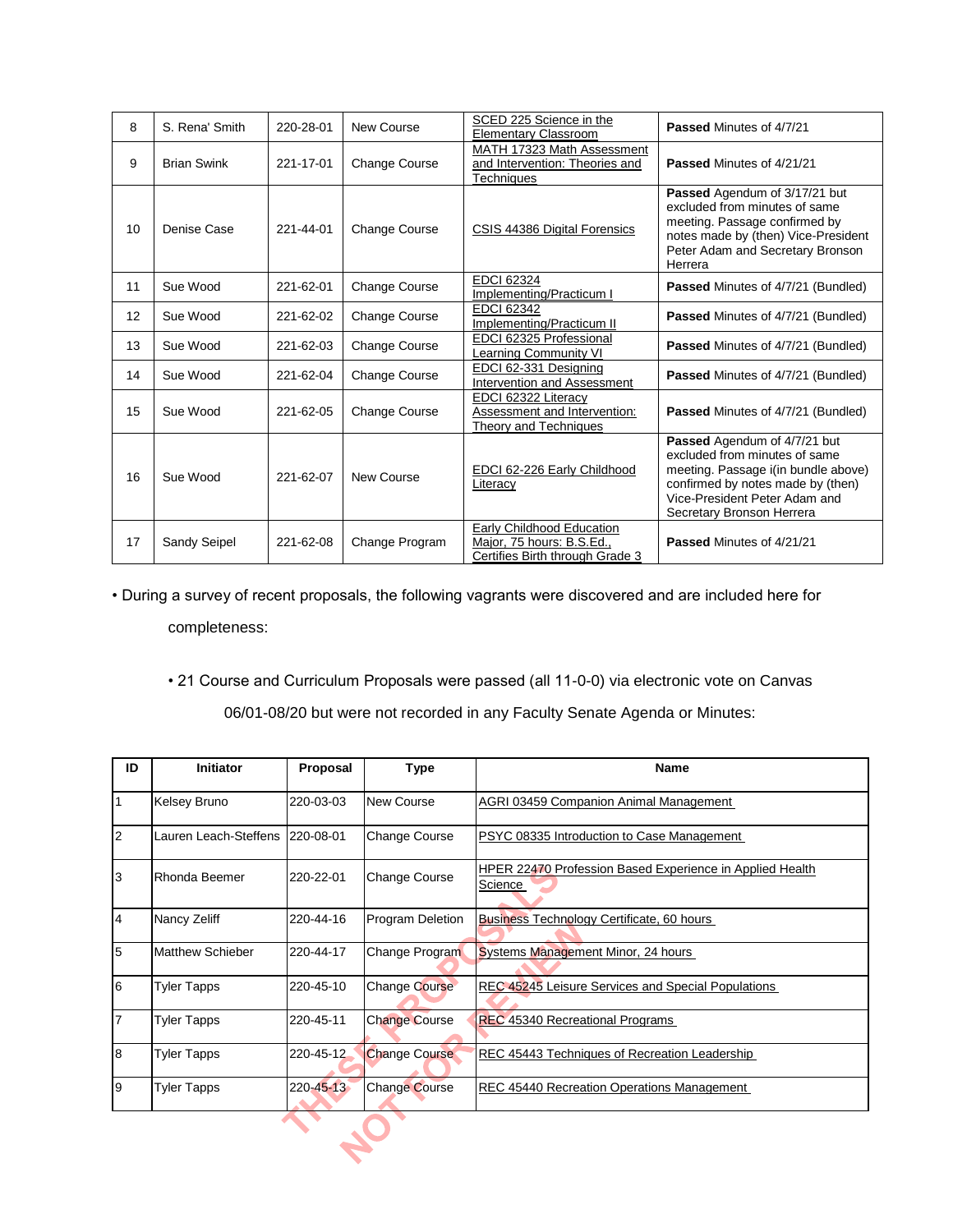| 8 | S. Rena' Smith | 220-28-01 | New Course | SCED 225 Science in the Elementary Classroom | **Passed** Minutes of 4/7/21 |
|---|---|---|---|---|---|
| 9 | Brian Swink | 221-17-01 | Change Course | MATH 17323 Math Assessment and Intervention: Theories and Techniques | **Passed** Minutes of 4/21/21 |
| 10 | Denise Case | 221-44-01 | Change Course | CSIS 44386 Digital Forensics | **Passed** Agendum of 3/17/21 but excluded from minutes of same meeting. Passage confirmed by notes made by (then) Vice-President Peter Adam and Secretary Bronson Herrera |
| 11 | Sue Wood | 221-62-01 | Change Course | EDCI 62324 Implementing/Practicum I | **Passed** Minutes of 4/7/21 (Bundled) |
| 12 | Sue Wood | 221-62-02 | Change Course | EDCI 62342 Implementing/Practicum II | **Passed** Minutes of 4/7/21 (Bundled) |
| 13 | Sue Wood | 221-62-03 | Change Course | EDCI 62325 Professional Learning Community VI | **Passed** Minutes of 4/7/21 (Bundled) |
| 14 | Sue Wood | 221-62-04 | Change Course | EDCI 62-331 Designing Intervention and Assessment | **Passed** Minutes of 4/7/21 (Bundled) |
| 15 | Sue Wood | 221-62-05 | Change Course | EDCI 62322 Literacy Assessment and Intervention: Theory and Techniques | **Passed** Minutes of 4/7/21 (Bundled) |
| 16 | Sue Wood | 221-62-07 | New Course | EDCI 62-226 Early Childhood Literacy | **Passed** Agendum of 4/7/21 but excluded from minutes of same meeting. Passage i(in bundle above) confirmed by notes made by (then) Vice-President Peter Adam and Secretary Bronson Herrera |
| 17 | Sandy Seipel | 221-62-08 | Change Program | Early Childhood Education Major, 75 hours: B.S.Ed., Certifies Birth through Grade 3 | **Passed** Minutes of 4/21/21 |

• During a survey of recent proposals, the following vagrants were discovered and are included here for completeness:

• 21 Course and Curriculum Proposals were passed (all 11-0-0) via electronic vote on Canvas 06/01-08/20 but were not recorded in any Faculty Senate Agenda or Minutes:

| ID | Initiator | Proposal | Type | Name |
|---|---|---|---|---|
| 1 | Kelsey Bruno | 220-03-03 | New Course | AGRI 03459 Companion Animal Management |
| 2 | Lauren Leach-Steffens | 220-08-01 | Change Course | PSYC 08335 Introduction to Case Management |
| 3 | Rhonda Beemer | 220-22-01 | Change Course | HPER 22470 Profession Based Experience in Applied Health Science |
| 4 | Nancy Zeliff | 220-44-16 | Program Deletion | Business Technology Certificate, 60 hours |
| 5 | Matthew Schieber | 220-44-17 | Change Program | Systems Management Minor, 24 hours |
| 6 | Tyler Tapps | 220-45-10 | Change Course | REC 45245 Leisure Services and Special Populations |
| 7 | Tyler Tapps | 220-45-11 | Change Course | REC 45340 Recreational Programs |
| 8 | Tyler Tapps | 220-45-12 | Change Course | REC 45443 Techniques of Recreation Leadership |
| 9 | Tyler Tapps | 220-45-13 | Change Course | REC 45440 Recreation Operations Management |

THESE PROPOSALS NOT FOR REVIEW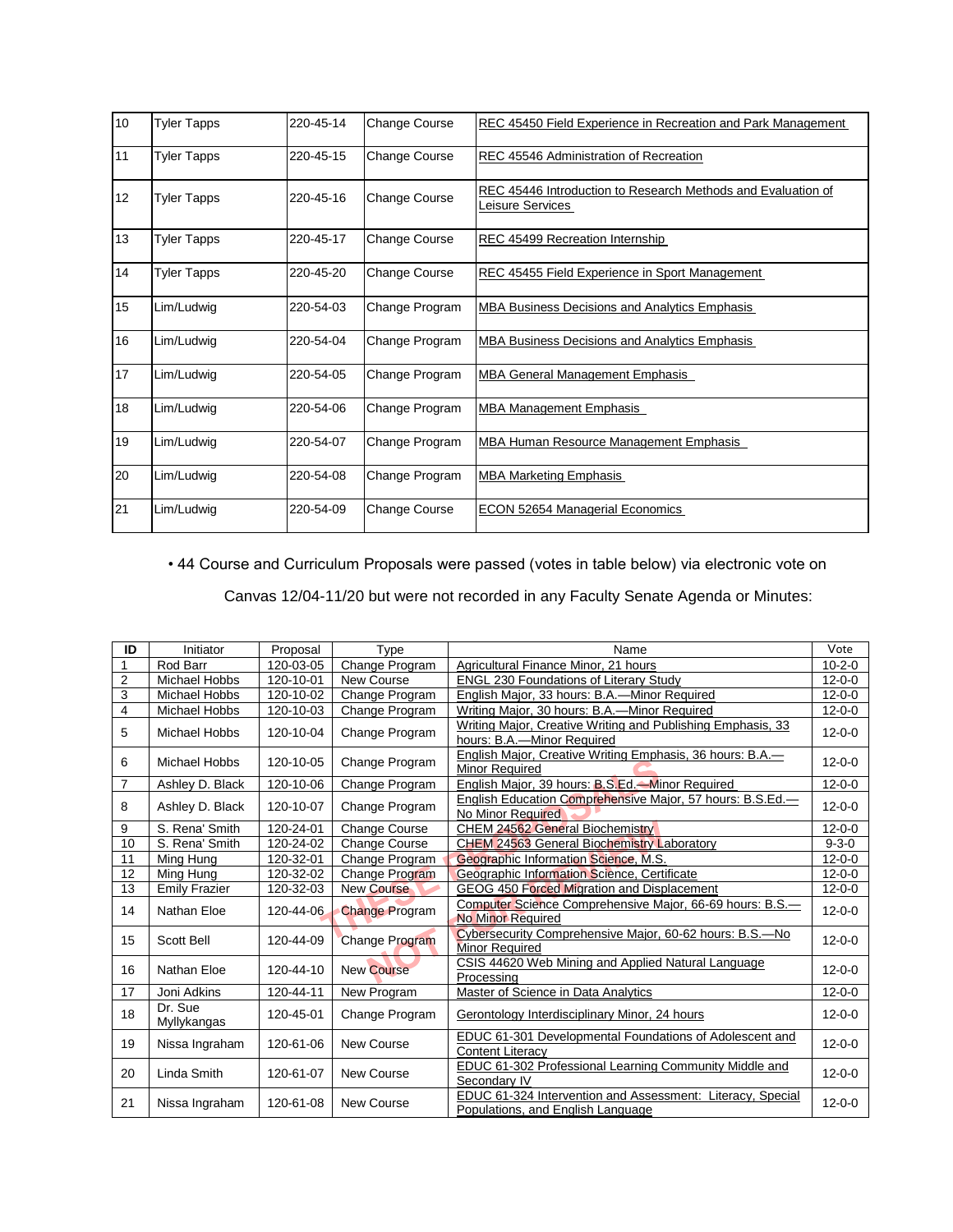| 10 | Tyler Tapps | 220-45-14 | Change Course | REC 45450 Field Experience in Recreation and Park Management |
|---|---|---|---|---|
| 11 | Tyler Tapps | 220-45-15 | Change Course | REC 45546 Administration of Recreation |
| 12 | Tyler Tapps | 220-45-16 | Change Course | REC 45446 Introduction to Research Methods and Evaluation of Leisure Services |
| 13 | Tyler Tapps | 220-45-17 | Change Course | REC 45499 Recreation Internship |
| 14 | Tyler Tapps | 220-45-20 | Change Course | REC 45455 Field Experience in Sport Management |
| 15 | Lim/Ludwig | 220-54-03 | Change Program | MBA Business Decisions and Analytics Emphasis |
| 16 | Lim/Ludwig | 220-54-04 | Change Program | MBA Business Decisions and Analytics Emphasis |
| 17 | Lim/Ludwig | 220-54-05 | Change Program | MBA General Management Emphasis |
| 18 | Lim/Ludwig | 220-54-06 | Change Program | MBA Management Emphasis |
| 19 | Lim/Ludwig | 220-54-07 | Change Program | MBA Human Resource Management Emphasis |
| 20 | Lim/Ludwig | 220-54-08 | Change Program | MBA Marketing Emphasis |
| 21 | Lim/Ludwig | 220-54-09 | Change Course | ECON 52654 Managerial Economics |

• 44 Course and Curriculum Proposals were passed (votes in table below) via electronic vote on Canvas 12/04-11/20 but were not recorded in any Faculty Senate Agenda or Minutes:

| ID | Initiator | Proposal | Type | Name | Vote |
|---|---|---|---|---|---|
| 1 | Rod Barr | 120-03-05 | Change Program | Agricultural Finance Minor, 21 hours | 10-2-0 |
| 2 | Michael Hobbs | 120-10-01 | New Course | ENGL 230 Foundations of Literary Study | 12-0-0 |
| 3 | Michael Hobbs | 120-10-02 | Change Program | English Major, 33 hours: B.A.—Minor Required | 12-0-0 |
| 4 | Michael Hobbs | 120-10-03 | Change Program | Writing Major, 30 hours: B.A.—Minor Required | 12-0-0 |
| 5 | Michael Hobbs | 120-10-04 | Change Program | Writing Major, Creative Writing and Publishing Emphasis, 33 hours: B.A.—Minor Required | 12-0-0 |
| 6 | Michael Hobbs | 120-10-05 | Change Program | English Major, Creative Writing Emphasis, 36 hours: B.A.—Minor Required | 12-0-0 |
| 7 | Ashley D. Black | 120-10-06 | Change Program | English Major, 39 hours: B.S.Ed.—Minor Required | 12-0-0 |
| 8 | Ashley D. Black | 120-10-07 | Change Program | English Education Comprehensive Major, 57 hours: B.S.Ed.—No Minor Required | 12-0-0 |
| 9 | S. Rena' Smith | 120-24-01 | Change Course | CHEM 24562 General Biochemistry | 12-0-0 |
| 10 | S. Rena' Smith | 120-24-02 | Change Course | CHEM 24563 General Biochemistry Laboratory | 9-3-0 |
| 11 | Ming Hung | 120-32-01 | Change Program | Geographic Information Science, M.S. | 12-0-0 |
| 12 | Ming Hung | 120-32-02 | Change Program | Geographic Information Science, Certificate | 12-0-0 |
| 13 | Emily Frazier | 120-32-03 | New Course | GEOG 450 Forced Migration and Displacement | 12-0-0 |
| 14 | Nathan Eloe | 120-44-06 | Change Program | Computer Science Comprehensive Major, 66-69 hours: B.S.—No Minor Required | 12-0-0 |
| 15 | Scott Bell | 120-44-09 | Change Program | Cybersecurity Comprehensive Major, 60-62 hours: B.S.—No Minor Required | 12-0-0 |
| 16 | Nathan Eloe | 120-44-10 | New Course | CSIS 44620 Web Mining and Applied Natural Language Processing | 12-0-0 |
| 17 | Joni Adkins | 120-44-11 | New Program | Master of Science in Data Analytics | 12-0-0 |
| 18 | Dr. Sue Myllykangas | 120-45-01 | Change Program | Gerontology Interdisciplinary Minor, 24 hours | 12-0-0 |
| 19 | Nissa Ingraham | 120-61-06 | New Course | EDUC 61-301 Developmental Foundations of Adolescent and Content Literacy | 12-0-0 |
| 20 | Linda Smith | 120-61-07 | New Course | EDUC 61-302 Professional Learning Community Middle and Secondary IV | 12-0-0 |
| 21 | Nissa Ingraham | 120-61-08 | New Course | EDUC 61-324 Intervention and Assessment: Literacy, Special Populations, and English Language | 12-0-0 |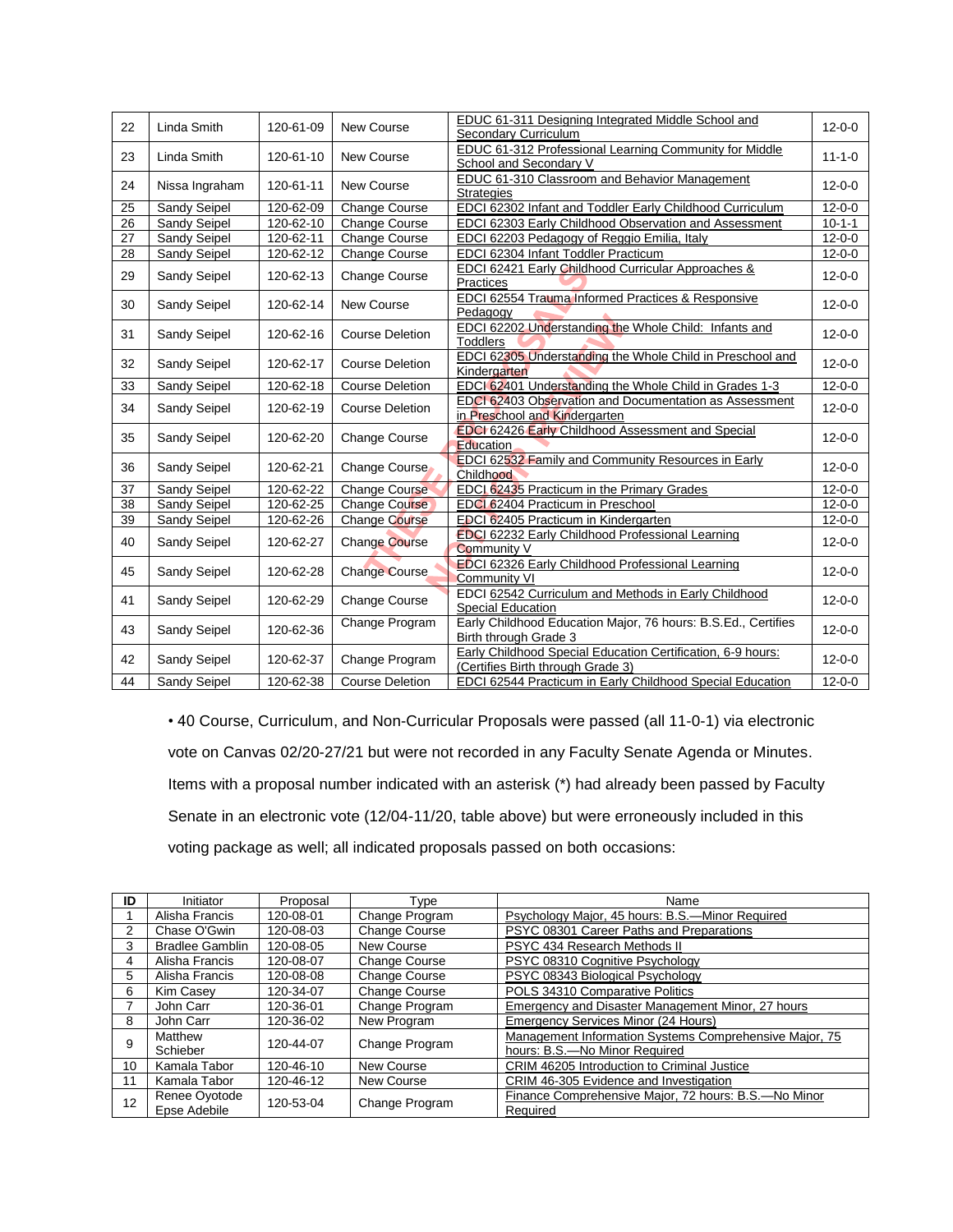| | | | | | |
|---|---|---|---|---|---|
| 22 | Linda Smith | 120-61-09 | New Course | EDUC 61-311 Designing Integrated Middle School and Secondary Curriculum | 12-0-0 |
| 23 | Linda Smith | 120-61-10 | New Course | EDUC 61-312 Professional Learning Community for Middle School and Secondary V | 11-1-0 |
| 24 | Nissa Ingraham | 120-61-11 | New Course | EDUC 61-310 Classroom and Behavior Management Strategies | 12-0-0 |
| 25 | Sandy Seipel | 120-62-09 | Change Course | EDCI 62302 Infant and Toddler Early Childhood Curriculum | 12-0-0 |
| 26 | Sandy Seipel | 120-62-10 | Change Course | EDCI 62303 Early Childhood Observation and Assessment | 10-1-1 |
| 27 | Sandy Seipel | 120-62-11 | Change Course | EDCI 62203 Pedagogy of Reggio Emilia, Italy | 12-0-0 |
| 28 | Sandy Seipel | 120-62-12 | Change Course | EDCI 62304 Infant Toddler Practicum | 12-0-0 |
| 29 | Sandy Seipel | 120-62-13 | Change Course | EDCI 62421 Early Childhood Curricular Approaches & Practices | 12-0-0 |
| 30 | Sandy Seipel | 120-62-14 | New Course | EDCI 62554 Trauma Informed Practices & Responsive Pedagogy | 12-0-0 |
| 31 | Sandy Seipel | 120-62-16 | Course Deletion | EDCI 62202 Understanding the Whole Child: Infants and Toddlers | 12-0-0 |
| 32 | Sandy Seipel | 120-62-17 | Course Deletion | EDCI 62305 Understanding the Whole Child in Preschool and Kindergarten | 12-0-0 |
| 33 | Sandy Seipel | 120-62-18 | Course Deletion | EDCI 62401 Understanding the Whole Child in Grades 1-3 | 12-0-0 |
| 34 | Sandy Seipel | 120-62-19 | Course Deletion | EDCI 62403 Observation and Documentation as Assessment in Preschool and Kindergarten | 12-0-0 |
| 35 | Sandy Seipel | 120-62-20 | Change Course | EDCI 62426 Early Childhood Assessment and Special Education | 12-0-0 |
| 36 | Sandy Seipel | 120-62-21 | Change Course | EDCI 62532 Family and Community Resources in Early Childhood | 12-0-0 |
| 37 | Sandy Seipel | 120-62-22 | Change Course | EDCI 62435 Practicum in the Primary Grades | 12-0-0 |
| 38 | Sandy Seipel | 120-62-25 | Change Course | EDCI 62404 Practicum in Preschool | 12-0-0 |
| 39 | Sandy Seipel | 120-62-26 | Change Course | EDCI 62405 Practicum in Kindergarten | 12-0-0 |
| 40 | Sandy Seipel | 120-62-27 | Change Course | EDCI 62232 Early Childhood Professional Learning Community V | 12-0-0 |
| 45 | Sandy Seipel | 120-62-28 | Change Course | EDCI 62326 Early Childhood Professional Learning Community VI | 12-0-0 |
| 41 | Sandy Seipel | 120-62-29 | Change Course | EDCI 62542 Curriculum and Methods in Early Childhood Special Education | 12-0-0 |
| 43 | Sandy Seipel | 120-62-36 | Change Program | Early Childhood Education Major, 76 hours: B.S.Ed., Certifies Birth through Grade 3 | 12-0-0 |
| 42 | Sandy Seipel | 120-62-37 | Change Program | Early Childhood Special Education Certification, 6-9 hours: (Certifies Birth through Grade 3) | 12-0-0 |
| 44 | Sandy Seipel | 120-62-38 | Course Deletion | EDCI 62544 Practicum in Early Childhood Special Education | 12-0-0 |

• 40 Course, Curriculum, and Non-Curricular Proposals were passed (all 11-0-1) via electronic vote on Canvas 02/20-27/21 but were not recorded in any Faculty Senate Agenda or Minutes. Items with a proposal number indicated with an asterisk (*) had already been passed by Faculty Senate in an electronic vote (12/04-11/20, table above) but were erroneously included in this voting package as well; all indicated proposals passed on both occasions:

| ID | Initiator | Proposal | Type | Name |
|---|---|---|---|---|
| 1 | Alisha Francis | 120-08-01 | Change Program | Psychology Major, 45 hours: B.S.—Minor Required |
| 2 | Chase O'Gwin | 120-08-03 | Change Course | PSYC 08301 Career Paths and Preparations |
| 3 | Bradlee Gamblin | 120-08-05 | New Course | PSYC 434 Research Methods II |
| 4 | Alisha Francis | 120-08-07 | Change Course | PSYC 08310 Cognitive Psychology |
| 5 | Alisha Francis | 120-08-08 | Change Course | PSYC 08343 Biological Psychology |
| 6 | Kim Casey | 120-34-07 | Change Course | POLS 34310 Comparative Politics |
| 7 | John Carr | 120-36-01 | Change Program | Emergency and Disaster Management Minor, 27 hours |
| 8 | John Carr | 120-36-02 | New Program | Emergency Services Minor (24 Hours) |
| 9 | Matthew Schieber | 120-44-07 | Change Program | Management Information Systems Comprehensive Major, 75 hours: B.S.—No Minor Required |
| 10 | Kamala Tabor | 120-46-10 | New Course | CRIM 46205 Introduction to Criminal Justice |
| 11 | Kamala Tabor | 120-46-12 | New Course | CRIM 46-305 Evidence and Investigation |
| 12 | Renee Oyotode Epse Adebile | 120-53-04 | Change Program | Finance Comprehensive Major, 72 hours: B.S.—No Minor Required |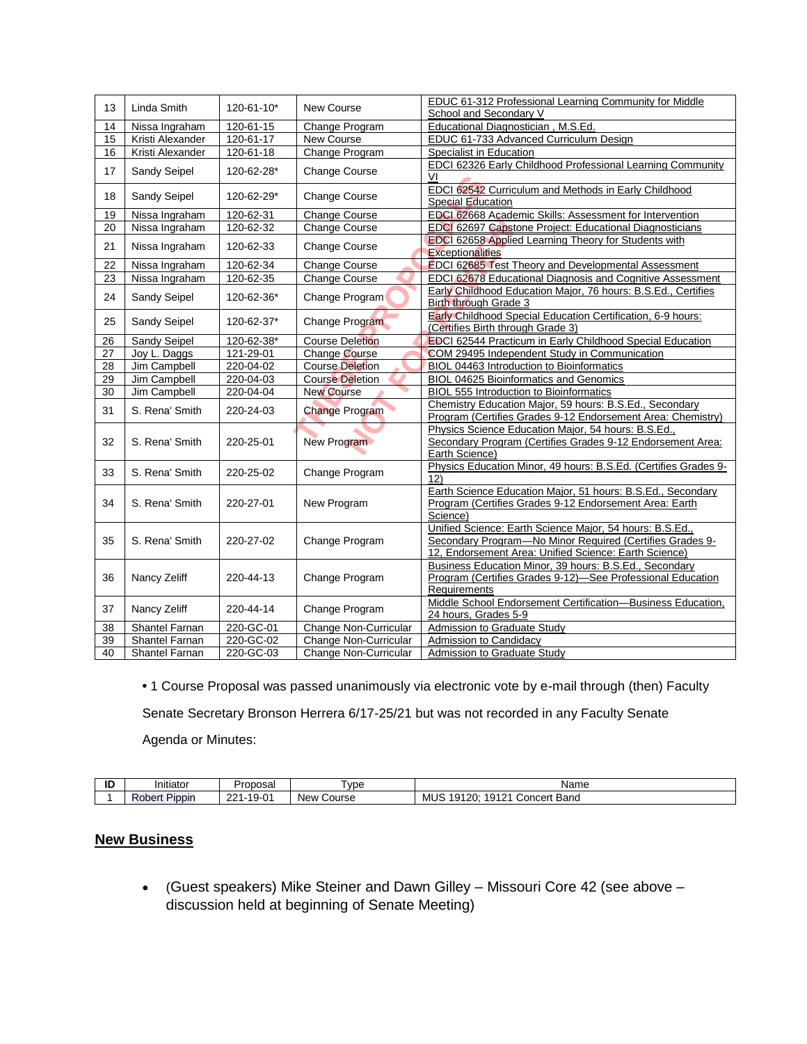| 13 | Linda Smith | 120-61-10* | New Course | EDUC 61-312 Professional Learning Community for Middle School and Secondary V |
|---|---|---|---|---|
| 14 | Nissa Ingraham | 120-61-15 | Change Program | Educational Diagnostician , M.S.Ed. |
| 15 | Kristi Alexander | 120-61-17 | New Course | EDUC 61-733 Advanced Curriculum Design |
| 16 | Kristi Alexander | 120-61-18 | Change Program | Specialist in Education |
| 17 | Sandy Seipel | 120-62-28* | Change Course | EDCI 62326 Early Childhood Professional Learning Community VI |
| 18 | Sandy Seipel | 120-62-29* | Change Course | EDCI 62542 Curriculum and Methods in Early Childhood Special Education |
| 19 | Nissa Ingraham | 120-62-31 | Change Course | EDCI 62668 Academic Skills: Assessment for Intervention |
| 20 | Nissa Ingraham | 120-62-32 | Change Course | EDCI 62697 Capstone Project: Educational Diagnosticians |
| 21 | Nissa Ingraham | 120-62-33 | Change Course | EDCI 62658 Applied Learning Theory for Students with Exceptionalities |
| 22 | Nissa Ingraham | 120-62-34 | Change Course | EDCI 62685 Test Theory and Developmental Assessment |
| 23 | Nissa Ingraham | 120-62-35 | Change Course | EDCI 62678 Educational Diagnosis and Cognitive Assessment |
| 24 | Sandy Seipel | 120-62-36* | Change Program | Early Childhood Education Major, 76 hours: B.S.Ed., Certifies Birth through Grade 3 |
| 25 | Sandy Seipel | 120-62-37* | Change Program | Early Childhood Special Education Certification, 6-9 hours: (Certifies Birth through Grade 3) |
| 26 | Sandy Seipel | 120-62-38* | Course Deletion | EDCI 62544 Practicum in Early Childhood Special Education |
| 27 | Joy L. Daggs | 121-29-01 | Change Course | COM 29495 Independent Study in Communication |
| 28 | Jim Campbell | 220-04-02 | Course Deletion | BIOL 04463 Introduction to Bioinformatics |
| 29 | Jim Campbell | 220-04-03 | Course Deletion | BIOL 04625 Bioinformatics and Genomics |
| 30 | Jim Campbell | 220-04-04 | New Course | BIOL 555 Introduction to Bioinformatics |
| 31 | S. Rena' Smith | 220-24-03 | Change Program | Chemistry Education Major, 59 hours: B.S.Ed., Secondary Program (Certifies Grades 9-12 Endorsement Area: Chemistry) |
| 32 | S. Rena' Smith | 220-25-01 | New Program | Physics Science Education Major, 54 hours: B.S.Ed., Secondary Program (Certifies Grades 9-12 Endorsement Area: Earth Science) |
| 33 | S. Rena' Smith | 220-25-02 | Change Program | Physics Education Minor, 49 hours: B.S.Ed. (Certifies Grades 9-12) |
| 34 | S. Rena' Smith | 220-27-01 | New Program | Earth Science Education Major, 51 hours: B.S.Ed., Secondary Program (Certifies Grades 9-12 Endorsement Area: Earth Science) |
| 35 | S. Rena' Smith | 220-27-02 | Change Program | Unified Science: Earth Science Major, 54 hours: B.S.Ed., Secondary Program—No Minor Required (Certifies Grades 9-12, Endorsement Area: Unified Science: Earth Science) |
| 36 | Nancy Zeliff | 220-44-13 | Change Program | Business Education Minor, 39 hours: B.S.Ed., Secondary Program (Certifies Grades 9-12)—See Professional Education Requirements |
| 37 | Nancy Zeliff | 220-44-14 | Change Program | Middle School Endorsement Certification—Business Education, 24 hours, Grades 5-9 |
| 38 | Shantel Farnan | 220-GC-01 | Change Non-Curricular | Admission to Graduate Study |
| 39 | Shantel Farnan | 220-GC-02 | Change Non-Curricular | Admission to Candidacy |
| 40 | Shantel Farnan | 220-GC-03 | Change Non-Curricular | Admission to Graduate Study |

• 1 Course Proposal was passed unanimously via electronic vote by e-mail through (then) Faculty Senate Secretary Bronson Herrera 6/17-25/21 but was not recorded in any Faculty Senate Agenda or Minutes:

| ID | Initiator | Proposal | Type | Name |
|---|---|---|---|---|
| 1 | Robert Pippin | 221-19-01 | New Course | MUS 19120; 19121 Concert Band |

## New Business

- (Guest speakers) Mike Steiner and Dawn Gilley – Missouri Core 42 (see above – discussion held at beginning of Senate Meeting)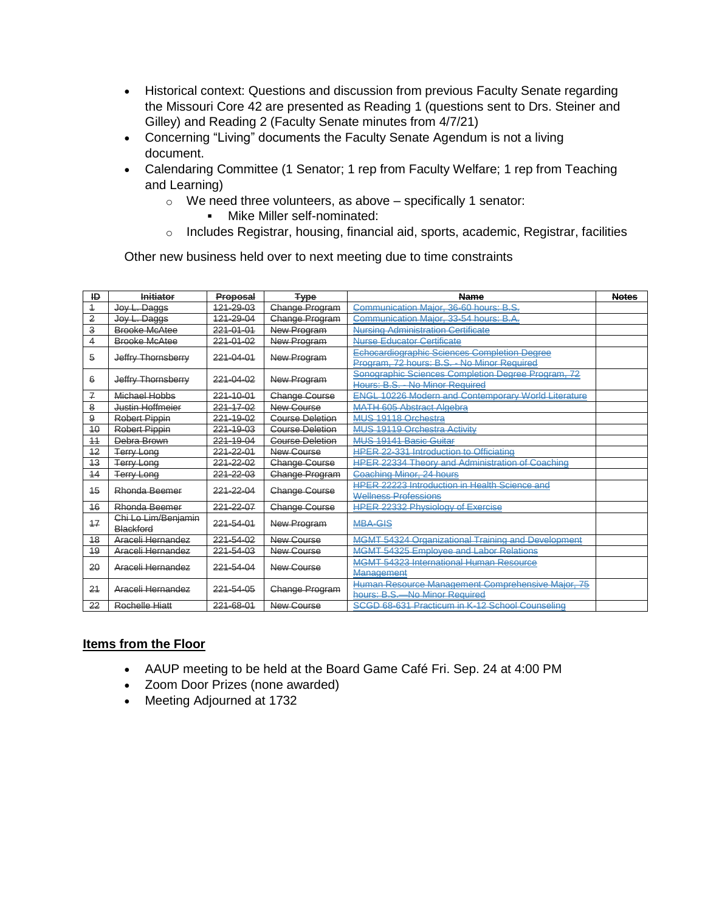- Historical context: Questions and discussion from previous Faculty Senate regarding the Missouri Core 42 are presented as Reading 1 (questions sent to Drs. Steiner and Gilley) and Reading 2 (Faculty Senate minutes from 4/7/21)
- Concerning "Living" documents the Faculty Senate Agendum is not a living document.
- Calendaring Committee (1 Senator; 1 rep from Faculty Welfare; 1 rep from Teaching and Learning)
  - We need three volunteers, as above – specifically 1 senator:
    - Mike Miller self-nominated:
  - Includes Registrar, housing, financial aid, sports, academic, Registrar, facilities

Other new business held over to next meeting due to time constraints

| ~~ID~~ | ~~Initiator~~ | ~~Proposal~~ | ~~Type~~ | ~~Name~~ | ~~Notes~~ |
|---|---|---|---|---|---|
| ~~1~~ | ~~Joy L. Daggs~~ | ~~121-29-03~~ | ~~Change Program~~ | ~~Communication Major, 36-60 hours: B.S.~~ | |
| ~~2~~ | ~~Joy L. Daggs~~ | ~~121-29-04~~ | ~~Change Program~~ | ~~Communication Major, 33-54 hours: B.A.~~ | |
| ~~3~~ | ~~Brooke McAtee~~ | ~~221-01-01~~ | ~~New Program~~ | ~~Nursing Administration Certificate~~ | |
| ~~4~~ | ~~Brooke McAtee~~ | ~~221-01-02~~ | ~~New Program~~ | ~~Nurse Educator Certificate~~ | |
| ~~5~~ | ~~Jeffry Thornsberry~~ | ~~221-04-01~~ | ~~New Program~~ | ~~Echocardiographic Sciences Completion Degree Program, 72 hours: B.S. - No Minor Required~~ | |
| ~~6~~ | ~~Jeffry Thornsberry~~ | ~~221-04-02~~ | ~~New Program~~ | ~~Sonographic Sciences Completion Degree Program, 72 Hours: B.S. - No Minor Required~~ | |
| ~~7~~ | ~~Michael Hobbs~~ | ~~221-10-01~~ | ~~Change Course~~ | ~~ENGL 10226 Modern and Contemporary World Literature~~ | |
| ~~8~~ | ~~Justin Hoffmeier~~ | ~~221-17-02~~ | ~~New Course~~ | ~~MATH 605 Abstract Algebra~~ | |
| ~~9~~ | ~~Robert Pippin~~ | ~~221-19-02~~ | ~~Course Deletion~~ | ~~MUS 19118 Orchestra~~ | |
| ~~10~~ | ~~Robert Pippin~~ | ~~221-19-03~~ | ~~Course Deletion~~ | ~~MUS 19119 Orchestra Activity~~ | |
| ~~11~~ | ~~Debra Brown~~ | ~~221-19-04~~ | ~~Course Deletion~~ | ~~MUS 19141 Basic Guitar~~ | |
| ~~12~~ | ~~Terry Long~~ | ~~221-22-01~~ | ~~New Course~~ | ~~HPER 22-331 Introduction to Officiating~~ | |
| ~~13~~ | ~~Terry Long~~ | ~~221-22-02~~ | ~~Change Course~~ | ~~HPER 22334 Theory and Administration of Coaching~~ | |
| ~~14~~ | ~~Terry Long~~ | ~~221-22-03~~ | ~~Change Program~~ | ~~Coaching Minor, 24 hours~~ | |
| ~~15~~ | ~~Rhonda Beemer~~ | ~~221-22-04~~ | ~~Change Course~~ | ~~HPER 22223 Introduction in Health Science and Wellness Professions~~ | |
| ~~16~~ | ~~Rhonda Beemer~~ | ~~221-22-07~~ | ~~Change Course~~ | ~~HPER 22332 Physiology of Exercise~~ | |
| ~~17~~ | ~~Chi Lo Lim/Benjamin Blackford~~ | ~~221-54-01~~ | ~~New Program~~ | ~~MBA-GIS~~ | |
| ~~18~~ | ~~Araceli Hernandez~~ | ~~221-54-02~~ | ~~New Course~~ | ~~MGMT 54324 Organizational Training and Development~~ | |
| ~~19~~ | ~~Araceli Hernandez~~ | ~~221-54-03~~ | ~~New Course~~ | ~~MGMT 54325 Employee and Labor Relations~~ | |
| ~~20~~ | ~~Araceli Hernandez~~ | ~~221-54-04~~ | ~~New Course~~ | ~~MGMT 54323 International Human Resource Management~~ | |
| ~~21~~ | ~~Araceli Hernandez~~ | ~~221-54-05~~ | ~~Change Program~~ | ~~Human Resource Management Comprehensive Major, 75 hours: B.S.—No Minor Required~~ | |
| ~~22~~ | ~~Rochelle Hiatt~~ | ~~221-68-01~~ | ~~New Course~~ | ~~SCGD 68-631 Practicum in K-12 School Counseling~~ | |

## **Items from the Floor**

- AAUP meeting to be held at the Board Game Café Fri. Sep. 24 at 4:00 PM
- Zoom Door Prizes (none awarded)
- Meeting Adjourned at 1732